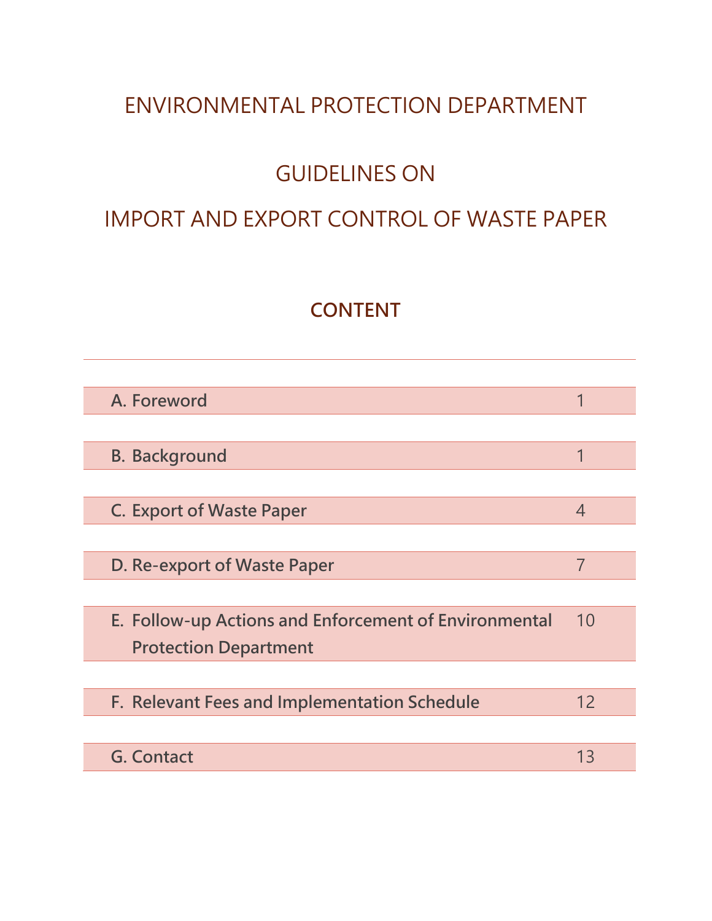# ENVIRONMENTAL PROTECTION DEPARTMENT

# GUIDELINES ON

# IMPORT AND EXPORT CONTROL OF WASTE PAPER

## CONTENT

| | |
|---|---|
| A. Foreword | 1 |
| B. Background | 1 |
| C. Export of Waste Paper | 4 |
| D. Re-export of Waste Paper | 7 |
| E. Follow-up Actions and Enforcement of Environmental Protection Department | 10 |
| F. Relevant Fees and Implementation Schedule | 12 |
| G. Contact | 13 |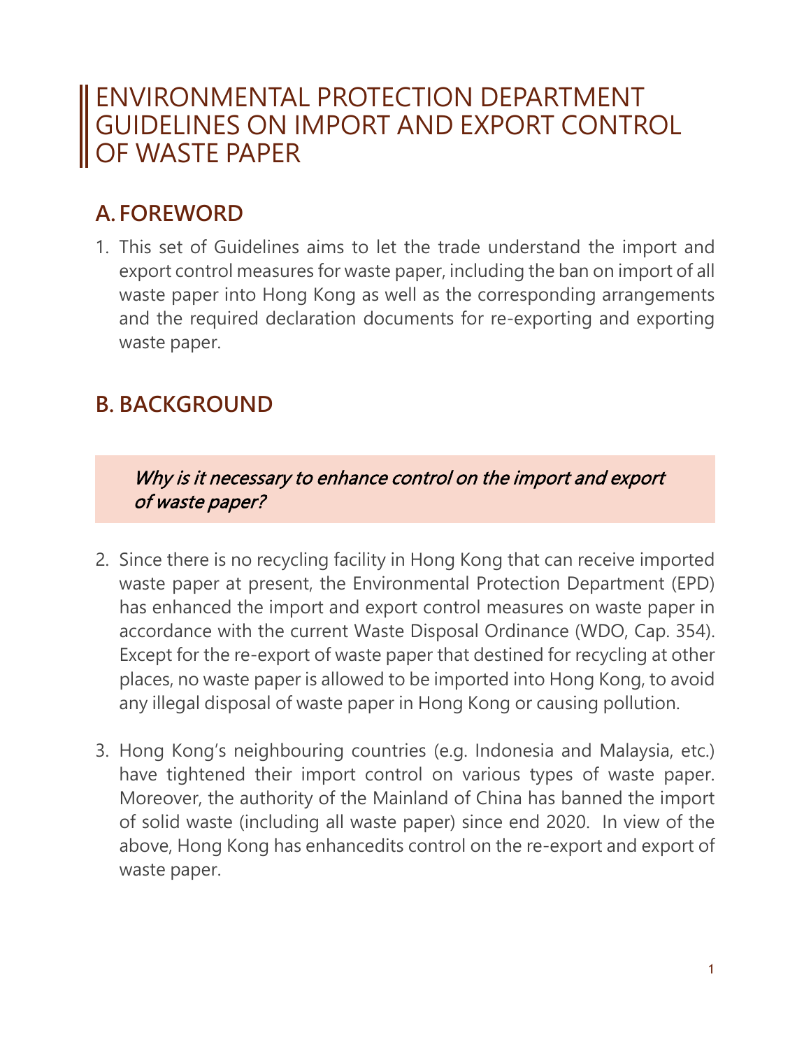# ENVIRONMENTAL PROTECTION DEPARTMENT GUIDELINES ON IMPORT AND EXPORT CONTROL OF WASTE PAPER

## A. FOREWORD

1. This set of Guidelines aims to let the trade understand the import and export control measures for waste paper, including the ban on import of all waste paper into Hong Kong as well as the corresponding arrangements and the required declaration documents for re-exporting and exporting waste paper.

## B. BACKGROUND

*Why is it necessary to enhance control on the import and export of waste paper?*

2. Since there is no recycling facility in Hong Kong that can receive imported waste paper at present, the Environmental Protection Department (EPD) has enhanced the import and export control measures on waste paper in accordance with the current Waste Disposal Ordinance (WDO, Cap. 354). Except for the re-export of waste paper that destined for recycling at other places, no waste paper is allowed to be imported into Hong Kong, to avoid any illegal disposal of waste paper in Hong Kong or causing pollution.

3. Hong Kong's neighbouring countries (e.g. Indonesia and Malaysia, etc.) have tightened their import control on various types of waste paper. Moreover, the authority of the Mainland of China has banned the import of solid waste (including all waste paper) since end 2020. In view of the above, Hong Kong has enhancedits control on the re-export and export of waste paper.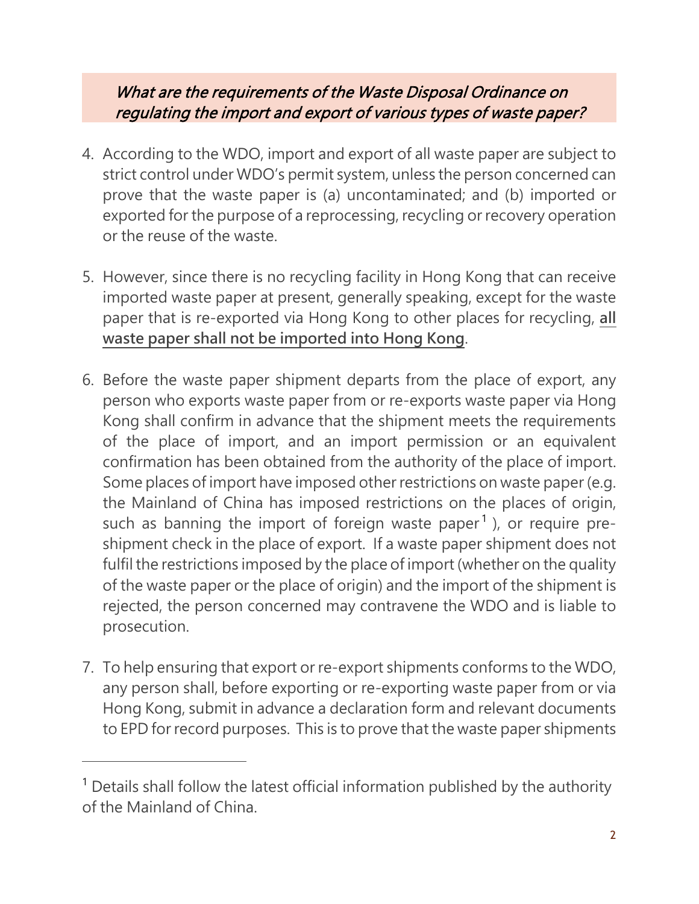### *What are the requirements of the Waste Disposal Ordinance on regulating the import and export of various types of waste paper?*

4. According to the WDO, import and export of all waste paper are subject to strict control under WDO's permit system, unless the person concerned can prove that the waste paper is (a) uncontaminated; and (b) imported or exported for the purpose of a reprocessing, recycling or recovery operation or the reuse of the waste.

5. However, since there is no recycling facility in Hong Kong that can receive imported waste paper at present, generally speaking, except for the waste paper that is re-exported via Hong Kong to other places for recycling, **all waste paper shall not be imported into Hong Kong**.

6. Before the waste paper shipment departs from the place of export, any person who exports waste paper from or re-exports waste paper via Hong Kong shall confirm in advance that the shipment meets the requirements of the place of import, and an import permission or an equivalent confirmation has been obtained from the authority of the place of import. Some places of import have imposed other restrictions on waste paper (e.g. the Mainland of China has imposed restrictions on the places of origin, such as banning the import of foreign waste paper[1]), or require pre-shipment check in the place of export. If a waste paper shipment does not fulfil the restrictions imposed by the place of import (whether on the quality of the waste paper or the place of origin) and the import of the shipment is rejected, the person concerned may contravene the WDO and is liable to prosecution.

7. To help ensuring that export or re-export shipments conforms to the WDO, any person shall, before exporting or re-exporting waste paper from or via Hong Kong, submit in advance a declaration form and relevant documents to EPD for record purposes. This is to prove that the waste paper shipments

---

[1] Details shall follow the latest official information published by the authority of the Mainland of China.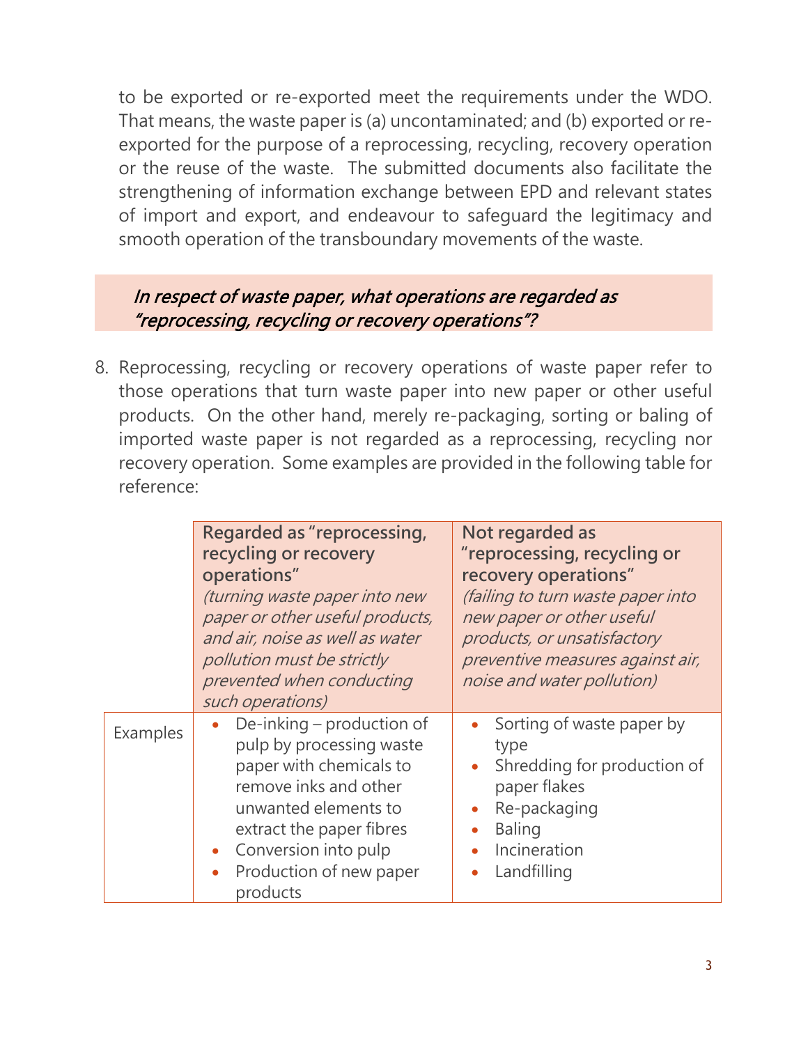to be exported or re-exported meet the requirements under the WDO. That means, the waste paper is (a) uncontaminated; and (b) exported or re-exported for the purpose of a reprocessing, recycling, recovery operation or the reuse of the waste. The submitted documents also facilitate the strengthening of information exchange between EPD and relevant states of import and export, and endeavour to safeguard the legitimacy and smooth operation of the transboundary movements of the waste.

### *In respect of waste paper, what operations are regarded as "reprocessing, recycling or recovery operations"?*

8. Reprocessing, recycling or recovery operations of waste paper refer to those operations that turn waste paper into new paper or other useful products. On the other hand, merely re-packaging, sorting or baling of imported waste paper is not regarded as a reprocessing, recycling nor recovery operation. Some examples are provided in the following table for reference:

| | **Regarded as "reprocessing, recycling or recovery operations"** *(turning waste paper into new paper or other useful products, and air, noise as well as water pollution must be strictly prevented when conducting such operations)* | **Not regarded as "reprocessing, recycling or recovery operations"** *(failing to turn waste paper into new paper or other useful products, or unsatisfactory preventive measures against air, noise and water pollution)* |
|---|---|---|
| Examples | • De-inking – production of pulp by processing waste paper with chemicals to remove inks and other unwanted elements to extract the paper fibres<br>• Conversion into pulp<br>• Production of new paper products | • Sorting of waste paper by type<br>• Shredding for production of paper flakes<br>• Re-packaging<br>• Baling<br>• Incineration<br>• Landfilling |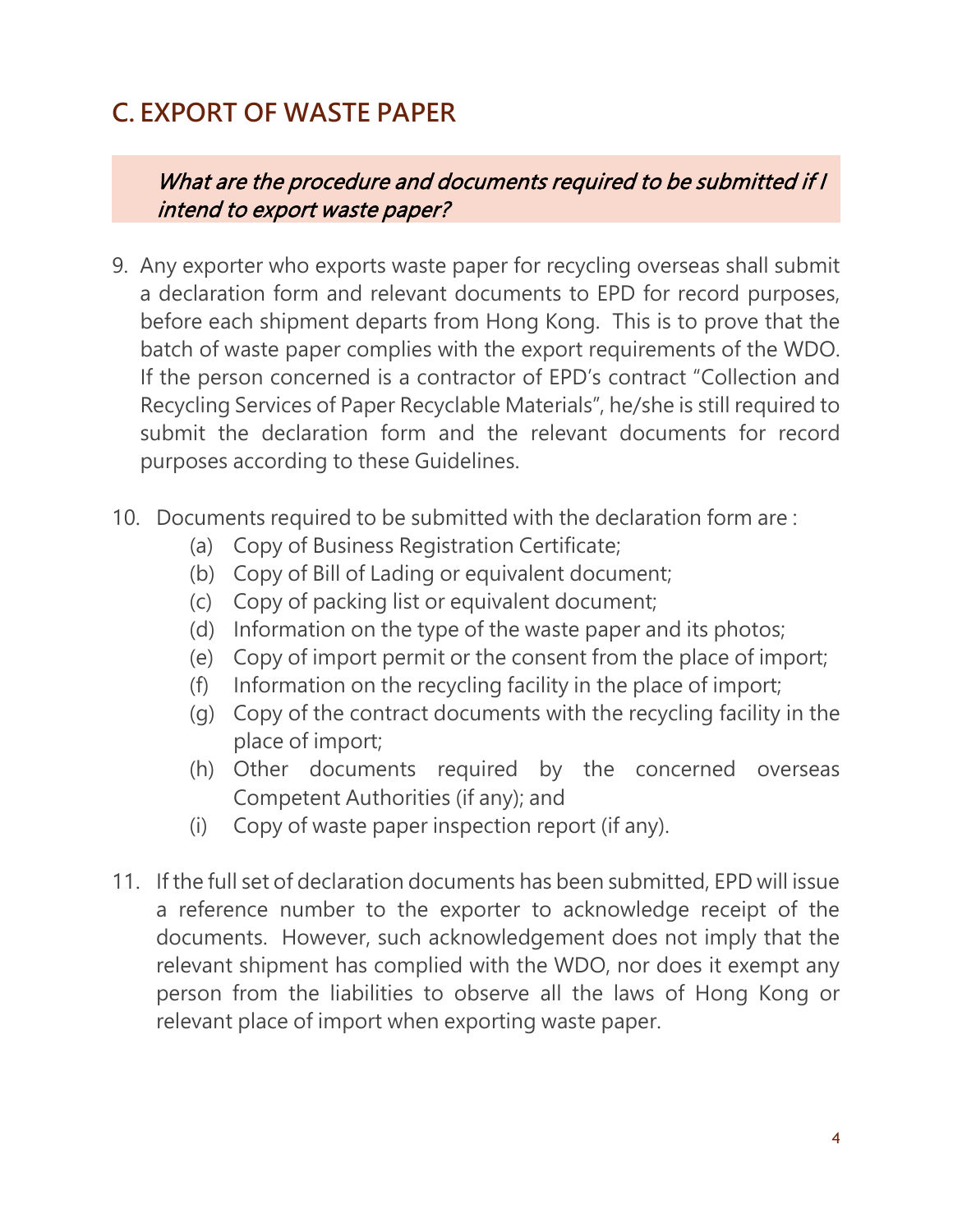## C. EXPORT OF WASTE PAPER

*What are the procedure and documents required to be submitted if I intend to export waste paper?*

9. Any exporter who exports waste paper for recycling overseas shall submit a declaration form and relevant documents to EPD for record purposes, before each shipment departs from Hong Kong. This is to prove that the batch of waste paper complies with the export requirements of the WDO. If the person concerned is a contractor of EPD's contract "Collection and Recycling Services of Paper Recyclable Materials", he/she is still required to submit the declaration form and the relevant documents for record purposes according to these Guidelines.

10. Documents required to be submitted with the declaration form are :
    (a) Copy of Business Registration Certificate;
    (b) Copy of Bill of Lading or equivalent document;
    (c) Copy of packing list or equivalent document;
    (d) Information on the type of the waste paper and its photos;
    (e) Copy of import permit or the consent from the place of import;
    (f) Information on the recycling facility in the place of import;
    (g) Copy of the contract documents with the recycling facility in the place of import;
    (h) Other documents required by the concerned overseas Competent Authorities (if any); and
    (i) Copy of waste paper inspection report (if any).

11. If the full set of declaration documents has been submitted, EPD will issue a reference number to the exporter to acknowledge receipt of the documents. However, such acknowledgement does not imply that the relevant shipment has complied with the WDO, nor does it exempt any person from the liabilities to observe all the laws of Hong Kong or relevant place of import when exporting waste paper.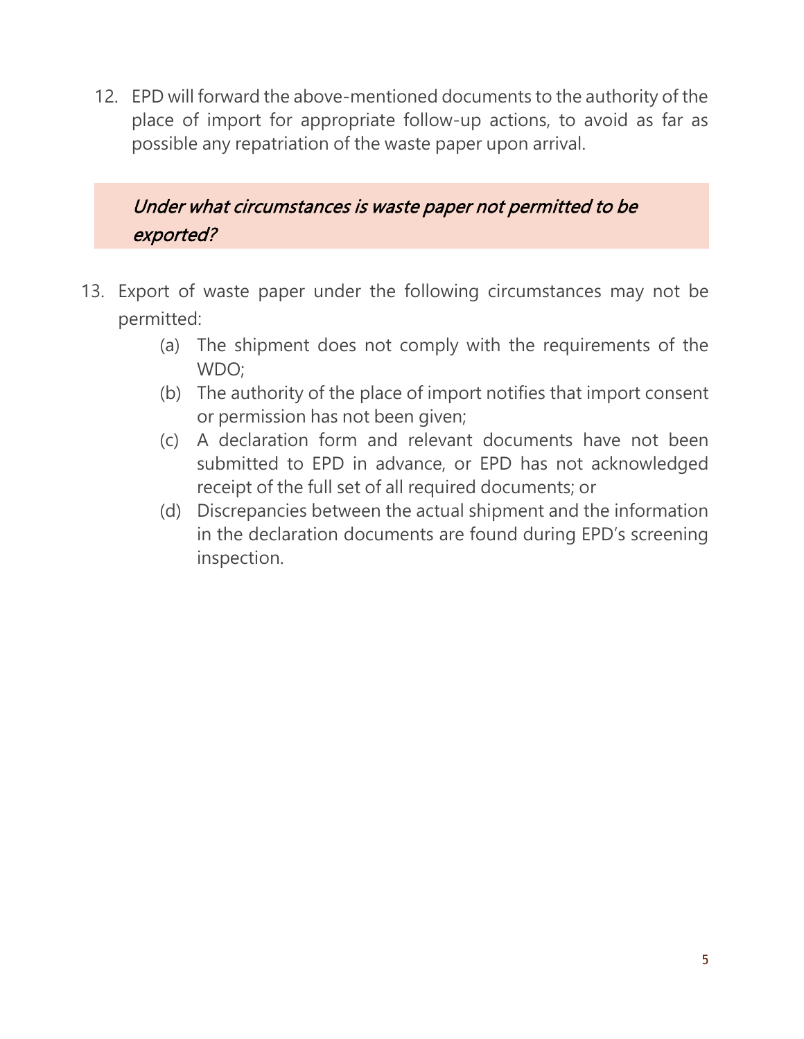12. EPD will forward the above-mentioned documents to the authority of the place of import for appropriate follow-up actions, to avoid as far as possible any repatriation of the waste paper upon arrival.

### *Under what circumstances is waste paper not permitted to be exported?*

13. Export of waste paper under the following circumstances may not be permitted:

    (a) The shipment does not comply with the requirements of the WDO;

    (b) The authority of the place of import notifies that import consent or permission has not been given;

    (c) A declaration form and relevant documents have not been submitted to EPD in advance, or EPD has not acknowledged receipt of the full set of all required documents; or

    (d) Discrepancies between the actual shipment and the information in the declaration documents are found during EPD's screening inspection.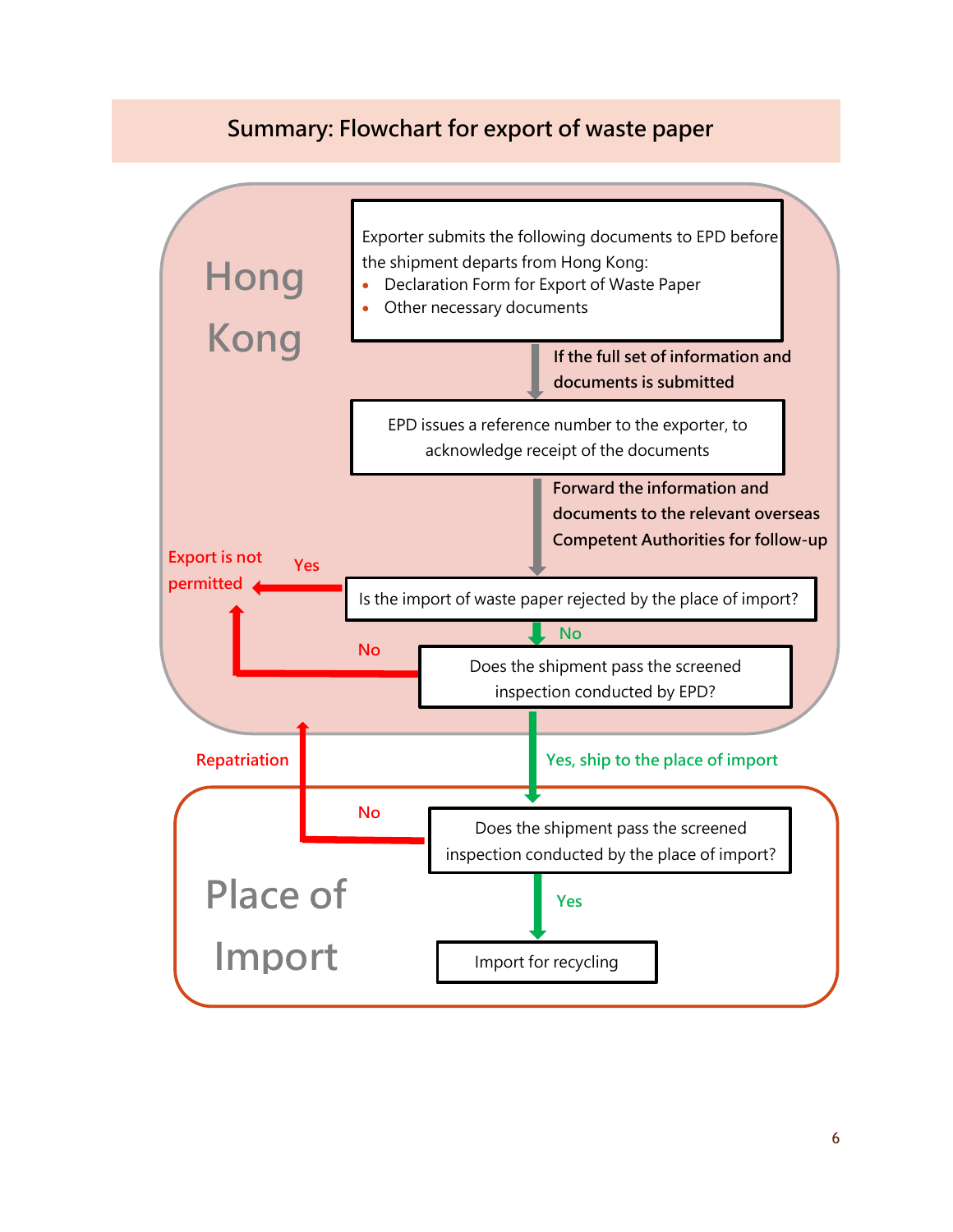## Summary: Flowchart for export of waste paper

**Hong Kong**

Exporter submits the following documents to EPD before the shipment departs from Hong Kong:

- Declaration Form for Export of Waste Paper
- Other necessary documents

**If the full set of information and documents is submitted**

EPD issues a reference number to the exporter, to acknowledge receipt of the documents

**Forward the information and documents to the relevant overseas Competent Authorities for follow-up**

Is the import of waste paper rejected by the place of import?

- Yes → Export is not permitted
- No → Does the shipment pass the screened inspection conducted by EPD?

Does the shipment pass the screened inspection conducted by EPD?

- No → Export is not permitted
- Yes, ship to the place of import

**Place of Import**

Does the shipment pass the screened inspection conducted by the place of import?

- No → Repatriation
- Yes → Import for recycling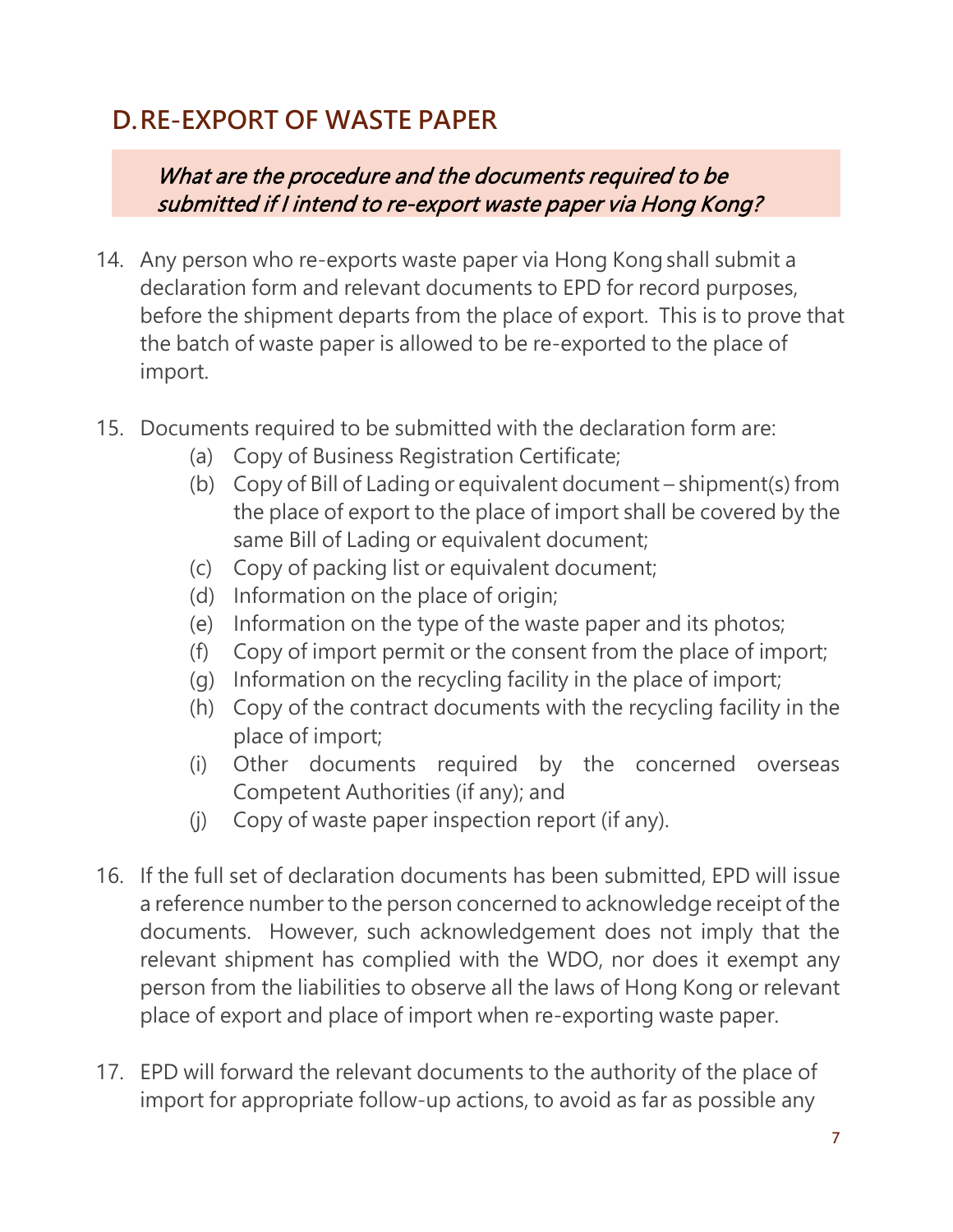## D. RE-EXPORT OF WASTE PAPER

***What are the procedure and the documents required to be submitted if I intend to re-export waste paper via Hong Kong?***

14. Any person who re-exports waste paper via Hong Kong shall submit a declaration form and relevant documents to EPD for record purposes, before the shipment departs from the place of export. This is to prove that the batch of waste paper is allowed to be re-exported to the place of import.

15. Documents required to be submitted with the declaration form are:
    (a) Copy of Business Registration Certificate;
    (b) Copy of Bill of Lading or equivalent document – shipment(s) from the place of export to the place of import shall be covered by the same Bill of Lading or equivalent document;
    (c) Copy of packing list or equivalent document;
    (d) Information on the place of origin;
    (e) Information on the type of the waste paper and its photos;
    (f) Copy of import permit or the consent from the place of import;
    (g) Information on the recycling facility in the place of import;
    (h) Copy of the contract documents with the recycling facility in the place of import;
    (i) Other documents required by the concerned overseas Competent Authorities (if any); and
    (j) Copy of waste paper inspection report (if any).

16. If the full set of declaration documents has been submitted, EPD will issue a reference number to the person concerned to acknowledge receipt of the documents. However, such acknowledgement does not imply that the relevant shipment has complied with the WDO, nor does it exempt any person from the liabilities to observe all the laws of Hong Kong or relevant place of export and place of import when re-exporting waste paper.

17. EPD will forward the relevant documents to the authority of the place of import for appropriate follow-up actions, to avoid as far as possible any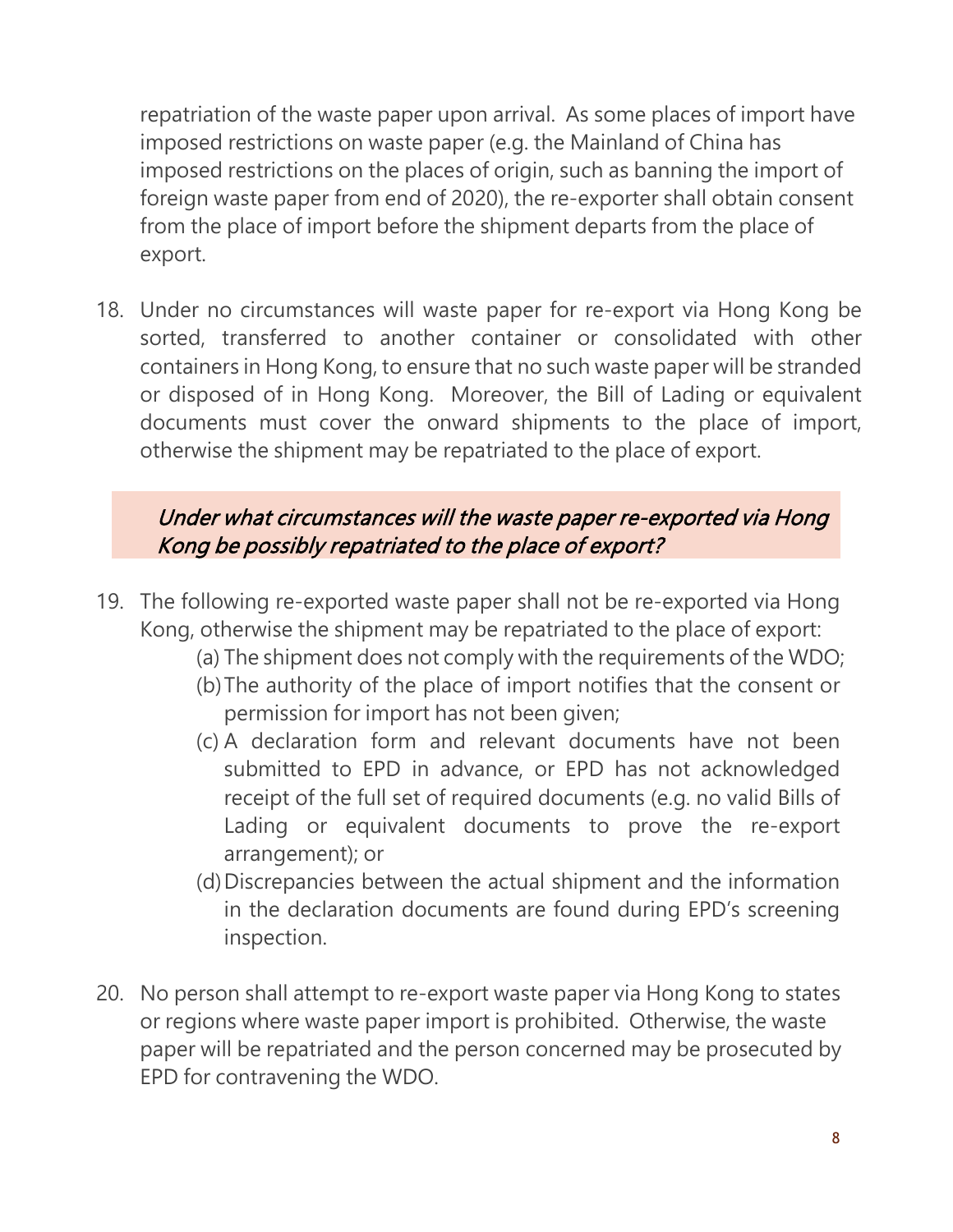repatriation of the waste paper upon arrival. As some places of import have imposed restrictions on waste paper (e.g. the Mainland of China has imposed restrictions on the places of origin, such as banning the import of foreign waste paper from end of 2020), the re-exporter shall obtain consent from the place of import before the shipment departs from the place of export.

18. Under no circumstances will waste paper for re-export via Hong Kong be sorted, transferred to another container or consolidated with other containers in Hong Kong, to ensure that no such waste paper will be stranded or disposed of in Hong Kong. Moreover, the Bill of Lading or equivalent documents must cover the onward shipments to the place of import, otherwise the shipment may be repatriated to the place of export.

### *Under what circumstances will the waste paper re-exported via Hong Kong be possibly repatriated to the place of export?*

19. The following re-exported waste paper shall not be re-exported via Hong Kong, otherwise the shipment may be repatriated to the place of export:
    (a) The shipment does not comply with the requirements of the WDO;
    (b) The authority of the place of import notifies that the consent or permission for import has not been given;
    (c) A declaration form and relevant documents have not been submitted to EPD in advance, or EPD has not acknowledged receipt of the full set of required documents (e.g. no valid Bills of Lading or equivalent documents to prove the re-export arrangement); or
    (d) Discrepancies between the actual shipment and the information in the declaration documents are found during EPD's screening inspection.

20. No person shall attempt to re-export waste paper via Hong Kong to states or regions where waste paper import is prohibited. Otherwise, the waste paper will be repatriated and the person concerned may be prosecuted by EPD for contravening the WDO.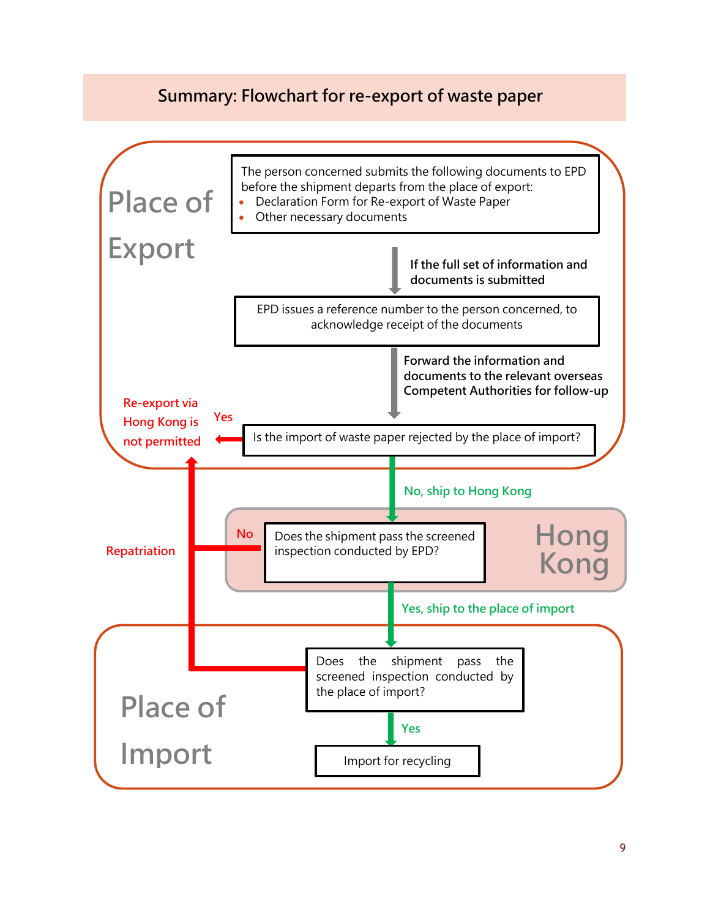## Summary: Flowchart for re-export of waste paper

**Place of Export**

The person concerned submits the following documents to EPD before the shipment departs from the place of export:

- Declaration Form for Re-export of Waste Paper
- Other necessary documents

**If the full set of information and documents is submitted**

EPD issues a reference number to the person concerned, to acknowledge receipt of the documents

**Forward the information and documents to the relevant overseas Competent Authorities for follow-up**

Is the import of waste paper rejected by the place of import?

- Yes → Re-export via Hong Kong is not permitted
- No, ship to Hong Kong

**Hong Kong**

Does the shipment pass the screened inspection conducted by EPD?

- No → Repatriation
- Yes, ship to the place of import

**Place of Import**

Does the shipment pass the screened inspection conducted by the place of import?

- No → Repatriation
- Yes → Import for recycling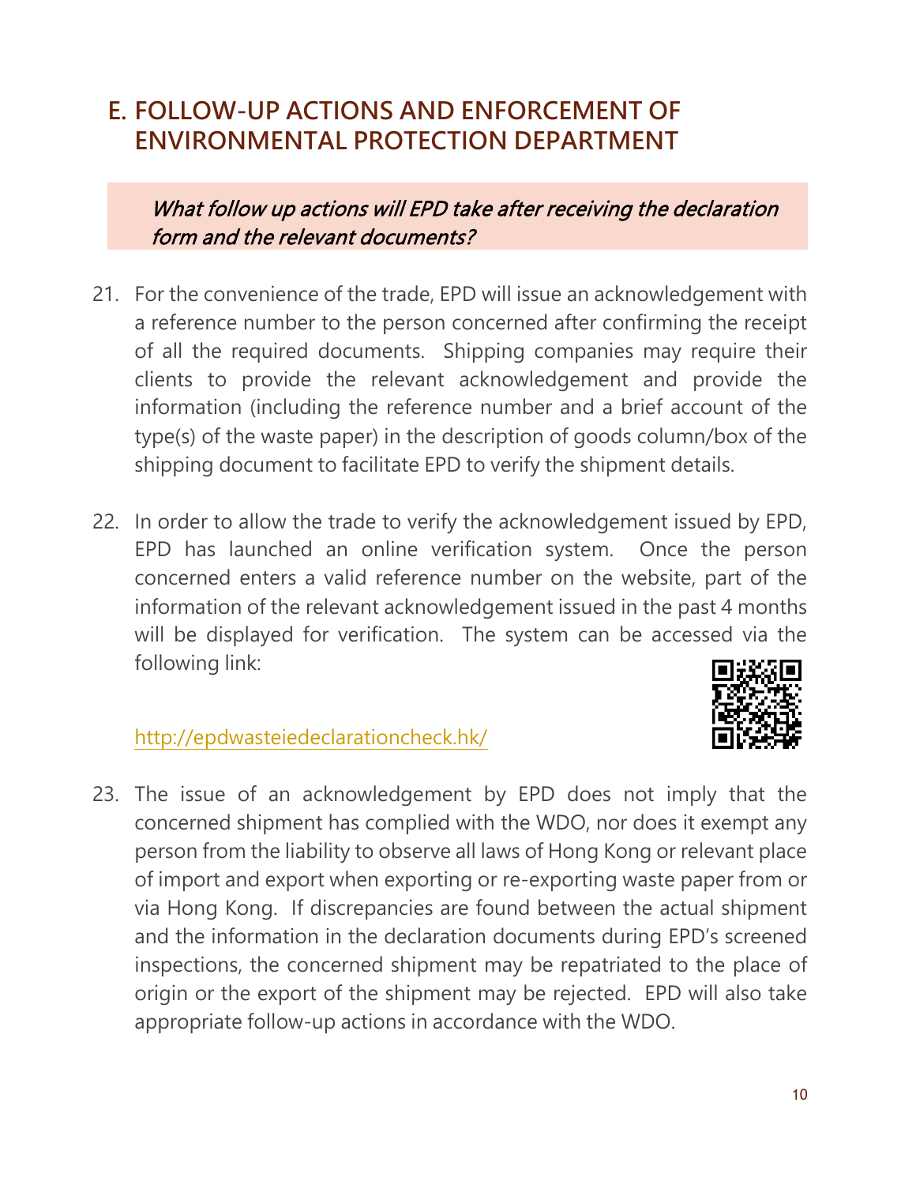## E. FOLLOW-UP ACTIONS AND ENFORCEMENT OF ENVIRONMENTAL PROTECTION DEPARTMENT

*What follow up actions will EPD take after receiving the declaration form and the relevant documents?*

21. For the convenience of the trade, EPD will issue an acknowledgement with a reference number to the person concerned after confirming the receipt of all the required documents. Shipping companies may require their clients to provide the relevant acknowledgement and provide the information (including the reference number and a brief account of the type(s) of the waste paper) in the description of goods column/box of the shipping document to facilitate EPD to verify the shipment details.

22. In order to allow the trade to verify the acknowledgement issued by EPD, EPD has launched an online verification system. Once the person concerned enters a valid reference number on the website, part of the information of the relevant acknowledgement issued in the past 4 months will be displayed for verification. The system can be accessed via the following link:

    http://epdwasteiedeclarationcheck.hk/

23. The issue of an acknowledgement by EPD does not imply that the concerned shipment has complied with the WDO, nor does it exempt any person from the liability to observe all laws of Hong Kong or relevant place of import and export when exporting or re-exporting waste paper from or via Hong Kong. If discrepancies are found between the actual shipment and the information in the declaration documents during EPD's screened inspections, the concerned shipment may be repatriated to the place of origin or the export of the shipment may be rejected. EPD will also take appropriate follow-up actions in accordance with the WDO.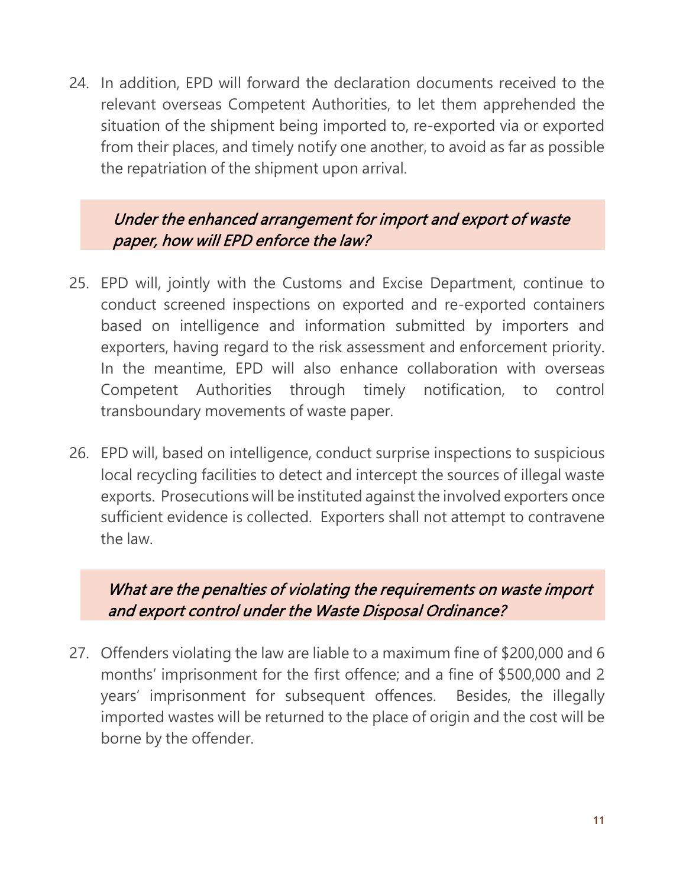24. In addition, EPD will forward the declaration documents received to the relevant overseas Competent Authorities, to let them apprehended the situation of the shipment being imported to, re-exported via or exported from their places, and timely notify one another, to avoid as far as possible the repatriation of the shipment upon arrival.

### *Under the enhanced arrangement for import and export of waste paper, how will EPD enforce the law?*

25. EPD will, jointly with the Customs and Excise Department, continue to conduct screened inspections on exported and re-exported containers based on intelligence and information submitted by importers and exporters, having regard to the risk assessment and enforcement priority. In the meantime, EPD will also enhance collaboration with overseas Competent Authorities through timely notification, to control transboundary movements of waste paper.

26. EPD will, based on intelligence, conduct surprise inspections to suspicious local recycling facilities to detect and intercept the sources of illegal waste exports. Prosecutions will be instituted against the involved exporters once sufficient evidence is collected. Exporters shall not attempt to contravene the law.

### *What are the penalties of violating the requirements on waste import and export control under the Waste Disposal Ordinance?*

27. Offenders violating the law are liable to a maximum fine of $200,000 and 6 months' imprisonment for the first offence; and a fine of $500,000 and 2 years' imprisonment for subsequent offences. Besides, the illegally imported wastes will be returned to the place of origin and the cost will be borne by the offender.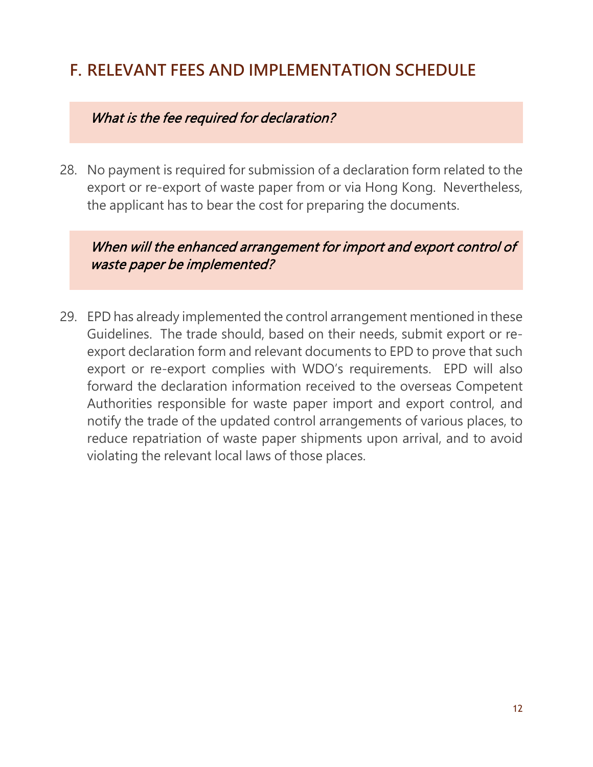## F. RELEVANT FEES AND IMPLEMENTATION SCHEDULE

*What is the fee required for declaration?*

28. No payment is required for submission of a declaration form related to the export or re-export of waste paper from or via Hong Kong. Nevertheless, the applicant has to bear the cost for preparing the documents.

*When will the enhanced arrangement for import and export control of waste paper be implemented?*

29. EPD has already implemented the control arrangement mentioned in these Guidelines. The trade should, based on their needs, submit export or re-export declaration form and relevant documents to EPD to prove that such export or re-export complies with WDO's requirements. EPD will also forward the declaration information received to the overseas Competent Authorities responsible for waste paper import and export control, and notify the trade of the updated control arrangements of various places, to reduce repatriation of waste paper shipments upon arrival, and to avoid violating the relevant local laws of those places.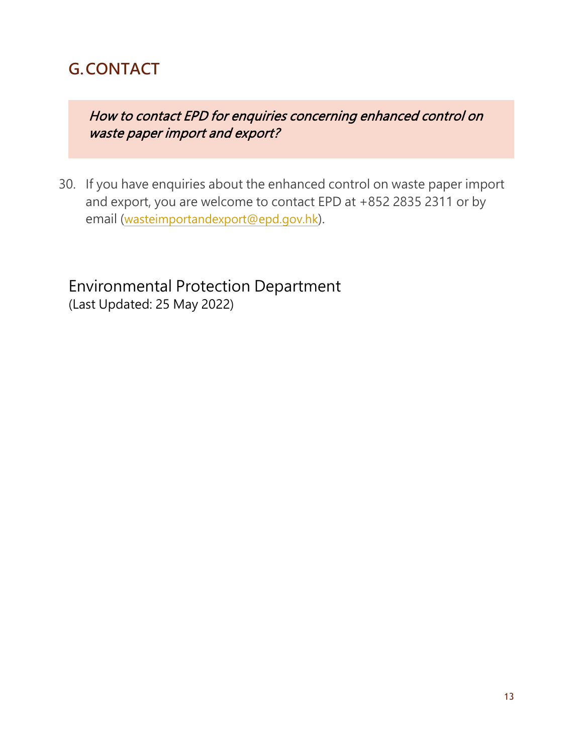## G. CONTACT

*How to contact EPD for enquiries concerning enhanced control on waste paper import and export?*

30. If you have enquiries about the enhanced control on waste paper import and export, you are welcome to contact EPD at +852 2835 2311 or by email (wasteimportandexport@epd.gov.hk).

Environmental Protection Department
(Last Updated: 25 May 2022)